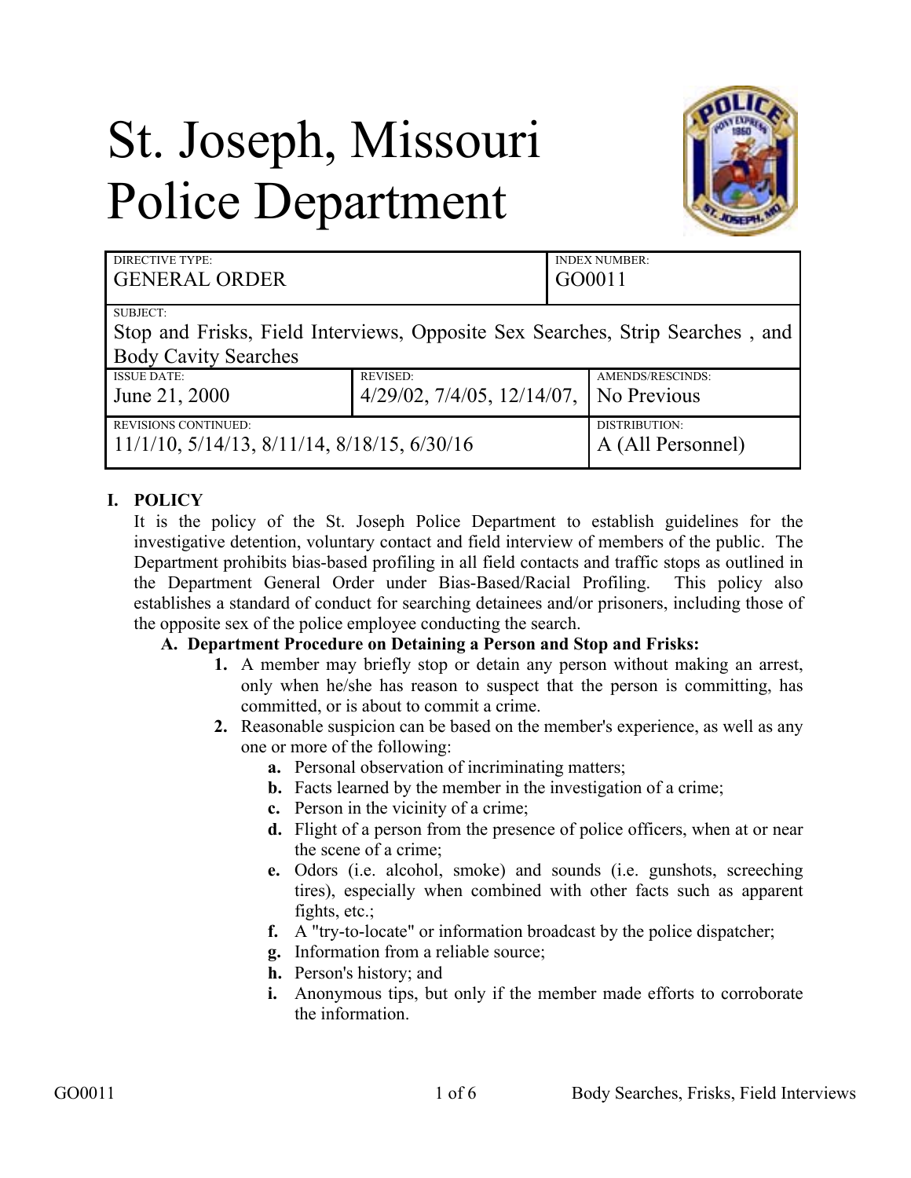# St. Joseph, Missouri Police Department

| DIRECTIVE TYPE: GENERAL ORDER | | INDEX NUMBER: GO0011 |
|---|---|---|
| SUBJECT: Stop and Frisks, Field Interviews, Opposite Sex Searches, Strip Searches , and Body Cavity Searches | | |
| ISSUE DATE: June 21, 2000 | REVISED: 4/29/02, 7/4/05, 12/14/07, | AMENDS/RESCINDS: No Previous |
| REVISIONS CONTINUED: 11/1/10, 5/14/13, 8/11/14, 8/18/15, 6/30/16 | | DISTRIBUTION: A (All Personnel) |

## I. POLICY

It is the policy of the St. Joseph Police Department to establish guidelines for the investigative detention, voluntary contact and field interview of members of the public. The Department prohibits bias-based profiling in all field contacts and traffic stops as outlined in the Department General Order under Bias-Based/Racial Profiling. This policy also establishes a standard of conduct for searching detainees and/or prisoners, including those of the opposite sex of the police employee conducting the search.

### A. Department Procedure on Detaining a Person and Stop and Frisks:

1. A member may briefly stop or detain any person without making an arrest, only when he/she has reason to suspect that the person is committing, has committed, or is about to commit a crime.
2. Reasonable suspicion can be based on the member's experience, as well as any one or more of the following:
   - **a.** Personal observation of incriminating matters;
   - **b.** Facts learned by the member in the investigation of a crime;
   - **c.** Person in the vicinity of a crime;
   - **d.** Flight of a person from the presence of police officers, when at or near the scene of a crime;
   - **e.** Odors (i.e. alcohol, smoke) and sounds (i.e. gunshots, screeching tires), especially when combined with other facts such as apparent fights, etc.;
   - **f.** A "try-to-locate" or information broadcast by the police dispatcher;
   - **g.** Information from a reliable source;
   - **h.** Person's history; and
   - **i.** Anonymous tips, but only if the member made efforts to corroborate the information.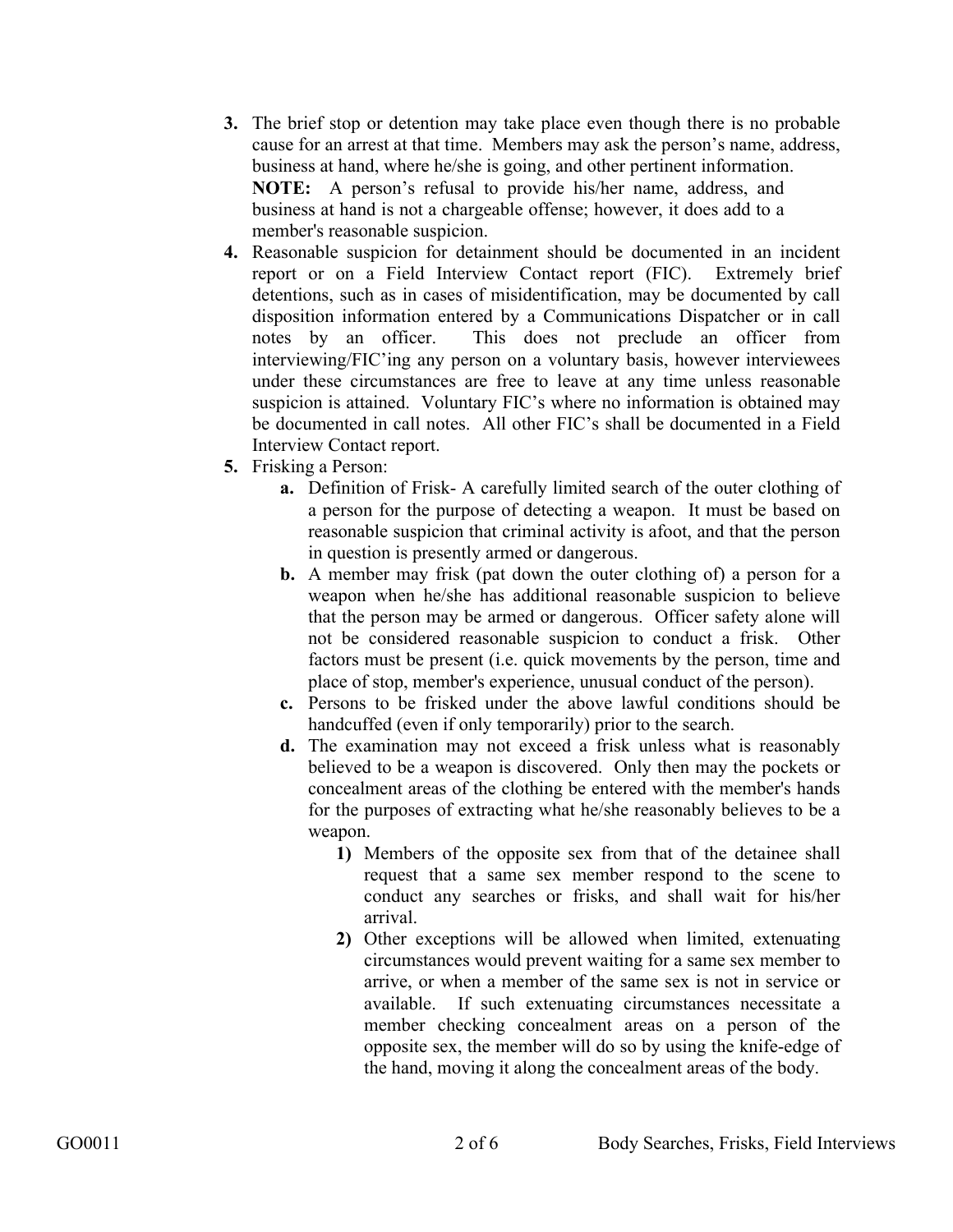3. The brief stop or detention may take place even though there is no probable cause for an arrest at that time. Members may ask the person's name, address, business at hand, where he/she is going, and other pertinent information.
   **NOTE:** A person's refusal to provide his/her name, address, and business at hand is not a chargeable offense; however, it does add to a member's reasonable suspicion.
4. Reasonable suspicion for detainment should be documented in an incident report or on a Field Interview Contact report (FIC). Extremely brief detentions, such as in cases of misidentification, may be documented by call disposition information entered by a Communications Dispatcher or in call notes by an officer. This does not preclude an officer from interviewing/FIC'ing any person on a voluntary basis, however interviewees under these circumstances are free to leave at any time unless reasonable suspicion is attained. Voluntary FIC's where no information is obtained may be documented in call notes. All other FIC's shall be documented in a Field Interview Contact report.
5. Frisking a Person:
   a. Definition of Frisk- A carefully limited search of the outer clothing of a person for the purpose of detecting a weapon. It must be based on reasonable suspicion that criminal activity is afoot, and that the person in question is presently armed or dangerous.
   b. A member may frisk (pat down the outer clothing of) a person for a weapon when he/she has additional reasonable suspicion to believe that the person may be armed or dangerous. Officer safety alone will not be considered reasonable suspicion to conduct a frisk. Other factors must be present (i.e. quick movements by the person, time and place of stop, member's experience, unusual conduct of the person).
   c. Persons to be frisked under the above lawful conditions should be handcuffed (even if only temporarily) prior to the search.
   d. The examination may not exceed a frisk unless what is reasonably believed to be a weapon is discovered. Only then may the pockets or concealment areas of the clothing be entered with the member's hands for the purposes of extracting what he/she reasonably believes to be a weapon.
      1) Members of the opposite sex from that of the detainee shall request that a same sex member respond to the scene to conduct any searches or frisks, and shall wait for his/her arrival.
      2) Other exceptions will be allowed when limited, extenuating circumstances would prevent waiting for a same sex member to arrive, or when a member of the same sex is not in service or available. If such extenuating circumstances necessitate a member checking concealment areas on a person of the opposite sex, the member will do so by using the knife-edge of the hand, moving it along the concealment areas of the body.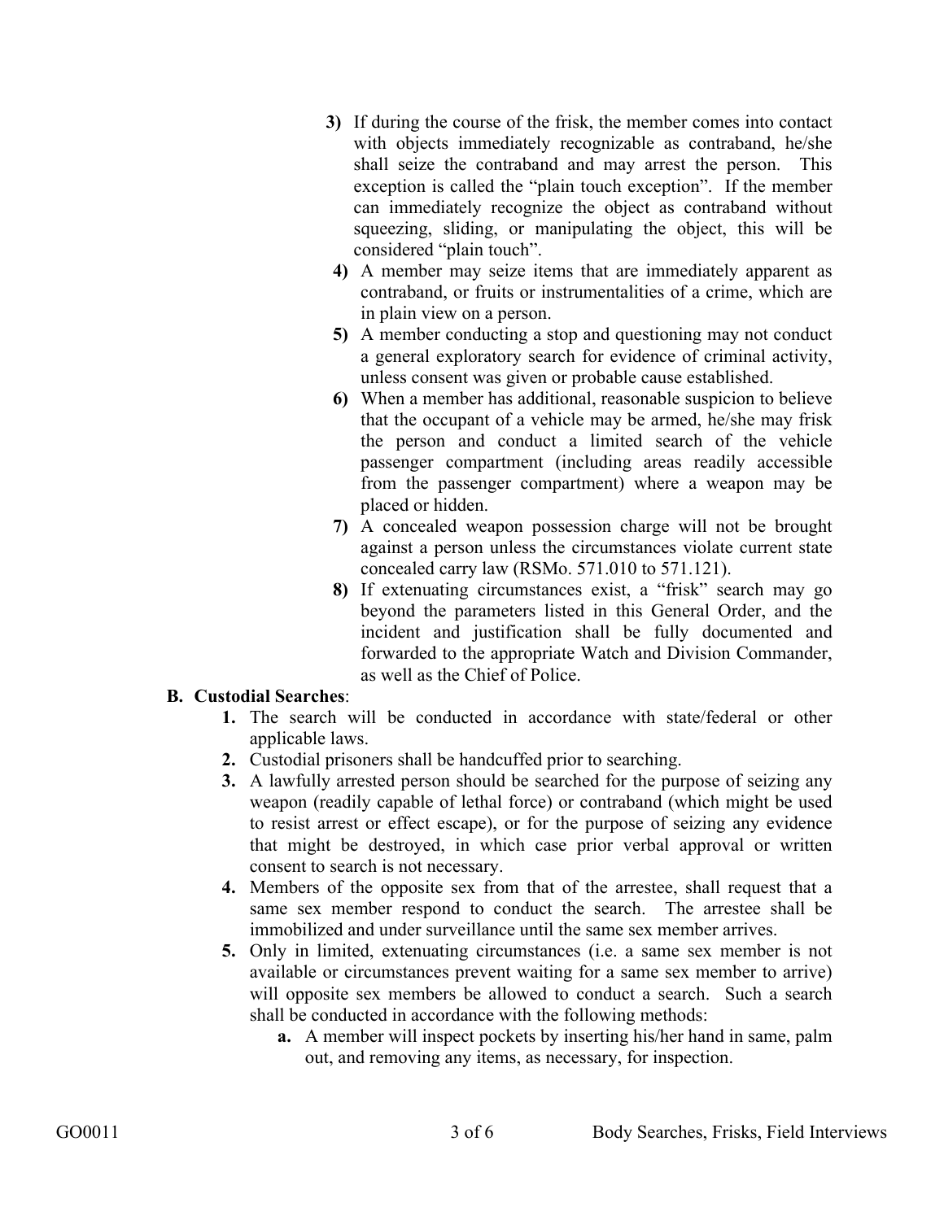3) If during the course of the frisk, the member comes into contact with objects immediately recognizable as contraband, he/she shall seize the contraband and may arrest the person. This exception is called the "plain touch exception". If the member can immediately recognize the object as contraband without squeezing, sliding, or manipulating the object, this will be considered "plain touch".

4) A member may seize items that are immediately apparent as contraband, or fruits or instrumentalities of a crime, which are in plain view on a person.

5) A member conducting a stop and questioning may not conduct a general exploratory search for evidence of criminal activity, unless consent was given or probable cause established.

6) When a member has additional, reasonable suspicion to believe that the occupant of a vehicle may be armed, he/she may frisk the person and conduct a limited search of the vehicle passenger compartment (including areas readily accessible from the passenger compartment) where a weapon may be placed or hidden.

7) A concealed weapon possession charge will not be brought against a person unless the circumstances violate current state concealed carry law (RSMo. 571.010 to 571.121).

8) If extenuating circumstances exist, a "frisk" search may go beyond the parameters listed in this General Order, and the incident and justification shall be fully documented and forwarded to the appropriate Watch and Division Commander, as well as the Chief of Police.

**B. Custodial Searches**:

1. The search will be conducted in accordance with state/federal or other applicable laws.
2. Custodial prisoners shall be handcuffed prior to searching.
3. A lawfully arrested person should be searched for the purpose of seizing any weapon (readily capable of lethal force) or contraband (which might be used to resist arrest or effect escape), or for the purpose of seizing any evidence that might be destroyed, in which case prior verbal approval or written consent to search is not necessary.
4. Members of the opposite sex from that of the arrestee, shall request that a same sex member respond to conduct the search. The arrestee shall be immobilized and under surveillance until the same sex member arrives.
5. Only in limited, extenuating circumstances (i.e. a same sex member is not available or circumstances prevent waiting for a same sex member to arrive) will opposite sex members be allowed to conduct a search. Such a search shall be conducted in accordance with the following methods:
   a. A member will inspect pockets by inserting his/her hand in same, palm out, and removing any items, as necessary, for inspection.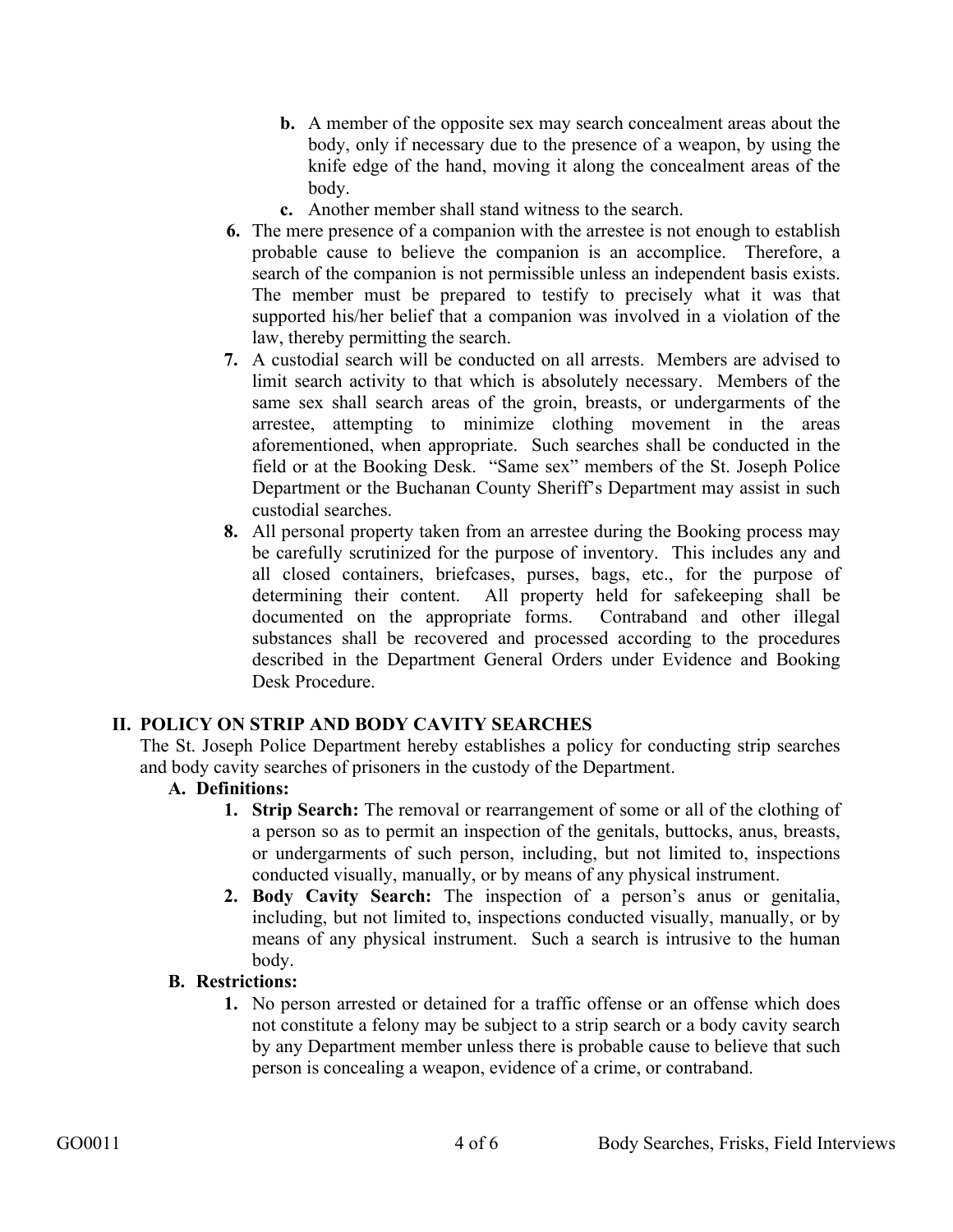b. A member of the opposite sex may search concealment areas about the body, only if necessary due to the presence of a weapon, by using the knife edge of the hand, moving it along the concealment areas of the body.
   c. Another member shall stand witness to the search.

6. The mere presence of a companion with the arrestee is not enough to establish probable cause to believe the companion is an accomplice. Therefore, a search of the companion is not permissible unless an independent basis exists. The member must be prepared to testify to precisely what it was that supported his/her belief that a companion was involved in a violation of the law, thereby permitting the search.
7. A custodial search will be conducted on all arrests. Members are advised to limit search activity to that which is absolutely necessary. Members of the same sex shall search areas of the groin, breasts, or undergarments of the arrestee, attempting to minimize clothing movement in the areas aforementioned, when appropriate. Such searches shall be conducted in the field or at the Booking Desk. "Same sex" members of the St. Joseph Police Department or the Buchanan County Sheriff's Department may assist in such custodial searches.
8. All personal property taken from an arrestee during the Booking process may be carefully scrutinized for the purpose of inventory. This includes any and all closed containers, briefcases, purses, bags, etc., for the purpose of determining their content. All property held for safekeeping shall be documented on the appropriate forms. Contraband and other illegal substances shall be recovered and processed according to the procedures described in the Department General Orders under Evidence and Booking Desk Procedure.

## II. POLICY ON STRIP AND BODY CAVITY SEARCHES

The St. Joseph Police Department hereby establishes a policy for conducting strip searches and body cavity searches of prisoners in the custody of the Department.

### A. Definitions:

1. **Strip Search:** The removal or rearrangement of some or all of the clothing of a person so as to permit an inspection of the genitals, buttocks, anus, breasts, or undergarments of such person, including, but not limited to, inspections conducted visually, manually, or by means of any physical instrument.
2. **Body Cavity Search:** The inspection of a person's anus or genitalia, including, but not limited to, inspections conducted visually, manually, or by means of any physical instrument. Such a search is intrusive to the human body.

### B. Restrictions:

1. No person arrested or detained for a traffic offense or an offense which does not constitute a felony may be subject to a strip search or a body cavity search by any Department member unless there is probable cause to believe that such person is concealing a weapon, evidence of a crime, or contraband.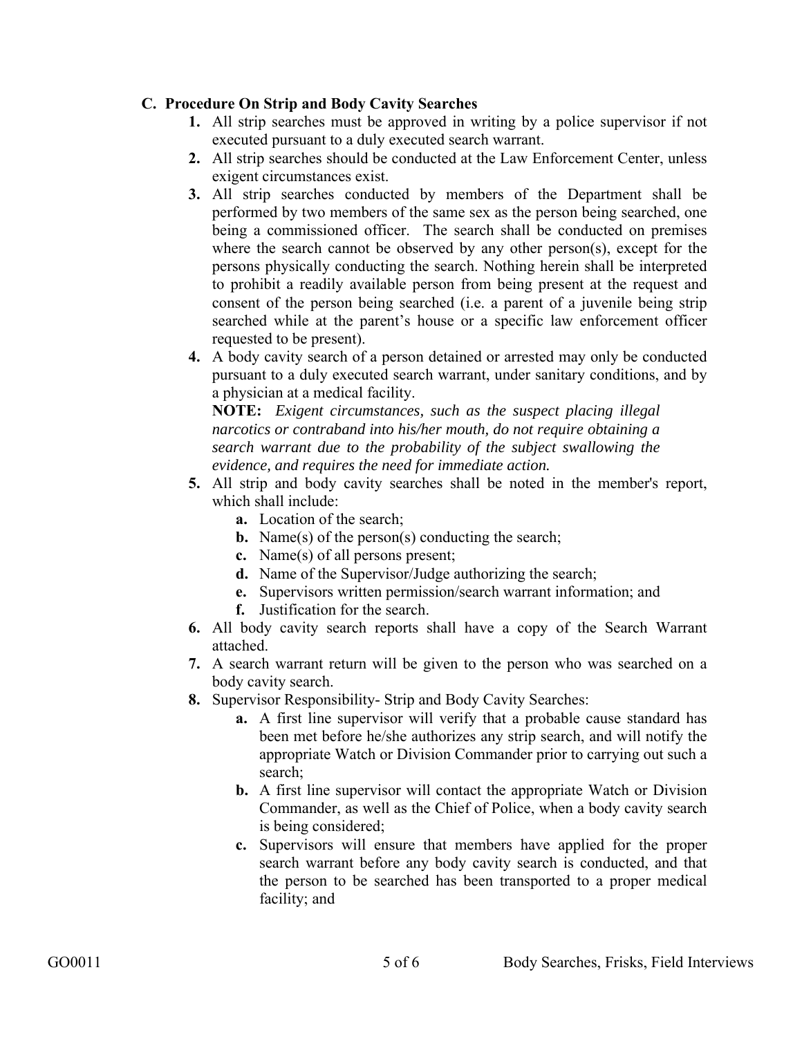### C. Procedure On Strip and Body Cavity Searches

1. All strip searches must be approved in writing by a police supervisor if not executed pursuant to a duly executed search warrant.
2. All strip searches should be conducted at the Law Enforcement Center, unless exigent circumstances exist.
3. All strip searches conducted by members of the Department shall be performed by two members of the same sex as the person being searched, one being a commissioned officer. The search shall be conducted on premises where the search cannot be observed by any other person(s), except for the persons physically conducting the search. Nothing herein shall be interpreted to prohibit a readily available person from being present at the request and consent of the person being searched (i.e. a parent of a juvenile being strip searched while at the parent's house or a specific law enforcement officer requested to be present).
4. A body cavity search of a person detained or arrested may only be conducted pursuant to a duly executed search warrant, under sanitary conditions, and by a physician at a medical facility.

   **NOTE:** *Exigent circumstances, such as the suspect placing illegal narcotics or contraband into his/her mouth, do not require obtaining a search warrant due to the probability of the subject swallowing the evidence, and requires the need for immediate action.*
5. All strip and body cavity searches shall be noted in the member's report, which shall include:
   - **a.** Location of the search;
   - **b.** Name(s) of the person(s) conducting the search;
   - **c.** Name(s) of all persons present;
   - **d.** Name of the Supervisor/Judge authorizing the search;
   - **e.** Supervisors written permission/search warrant information; and
   - **f.** Justification for the search.
6. All body cavity search reports shall have a copy of the Search Warrant attached.
7. A search warrant return will be given to the person who was searched on a body cavity search.
8. Supervisor Responsibility- Strip and Body Cavity Searches:
   - **a.** A first line supervisor will verify that a probable cause standard has been met before he/she authorizes any strip search, and will notify the appropriate Watch or Division Commander prior to carrying out such a search;
   - **b.** A first line supervisor will contact the appropriate Watch or Division Commander, as well as the Chief of Police, when a body cavity search is being considered;
   - **c.** Supervisors will ensure that members have applied for the proper search warrant before any body cavity search is conducted, and that the person to be searched has been transported to a proper medical facility; and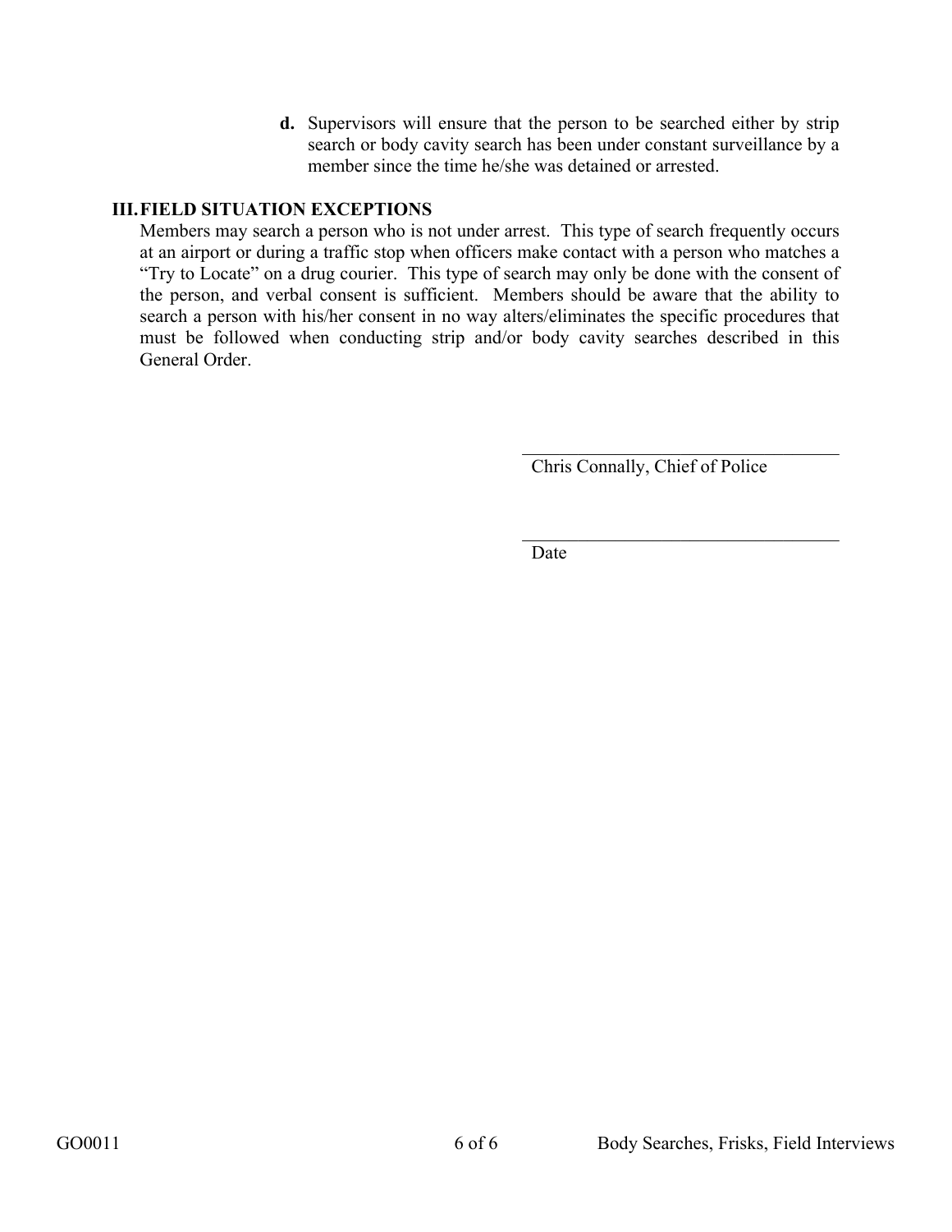**d.** Supervisors will ensure that the person to be searched either by strip search or body cavity search has been under constant surveillance by a member since the time he/she was detained or arrested.

## III. FIELD SITUATION EXCEPTIONS

Members may search a person who is not under arrest. This type of search frequently occurs at an airport or during a traffic stop when officers make contact with a person who matches a "Try to Locate" on a drug courier. This type of search may only be done with the consent of the person, and verbal consent is sufficient. Members should be aware that the ability to search a person with his/her consent in no way alters/eliminates the specific procedures that must be followed when conducting strip and/or body cavity searches described in this General Order.

\_\_\_\_\_\_\_\_\_\_\_\_\_\_\_\_\_\_\_\_\_\_\_\_\_\_\_\_\_\_\_\_\_\_\_

Chris Connally, Chief of Police

\_\_\_\_\_\_\_\_\_\_\_\_\_\_\_\_\_\_\_\_\_\_\_\_\_\_\_\_\_\_\_\_\_\_\_

Date